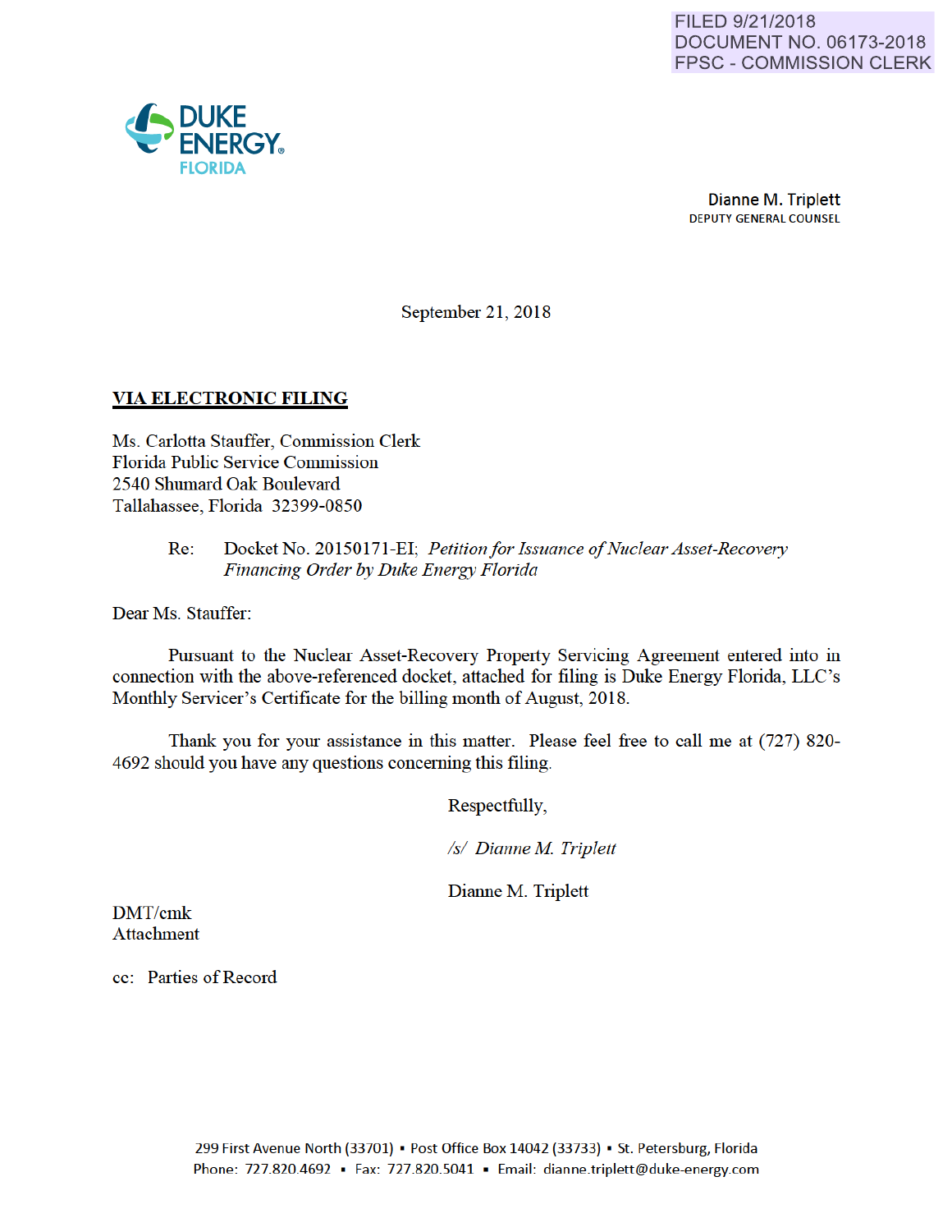FILED 9/21/2018
DOCUMENT NO. 06173-2018
FPSC - COMMISSION CLERK

DUKE ENERGY.
FLORIDA

Dianne M. Triplett
DEPUTY GENERAL COUNSEL

September 21, 2018

**VIA ELECTRONIC FILING**

Ms. Carlotta Stauffer, Commission Clerk
Florida Public Service Commission
2540 Shumard Oak Boulevard
Tallahassee, Florida 32399-0850

Re: Docket No. 20150171-EI; *Petition for Issuance of Nuclear Asset-Recovery Financing Order by Duke Energy Florida*

Dear Ms. Stauffer:

Pursuant to the Nuclear Asset-Recovery Property Servicing Agreement entered into in connection with the above-referenced docket, attached for filing is Duke Energy Florida, LLC's Monthly Servicer's Certificate for the billing month of August, 2018.

Thank you for your assistance in this matter. Please feel free to call me at (727) 820-4692 should you have any questions concerning this filing.

Respectfully,

*/s/ Dianne M. Triplett*

Dianne M. Triplett

DMT/cmk
Attachment

cc: Parties of Record

299 First Avenue North (33701) ▪ Post Office Box 14042 (33733) ▪ St. Petersburg, Florida
Phone: 727.820.4692 ▪ Fax: 727.820.5041 ▪ Email: dianne.triplett@duke-energy.com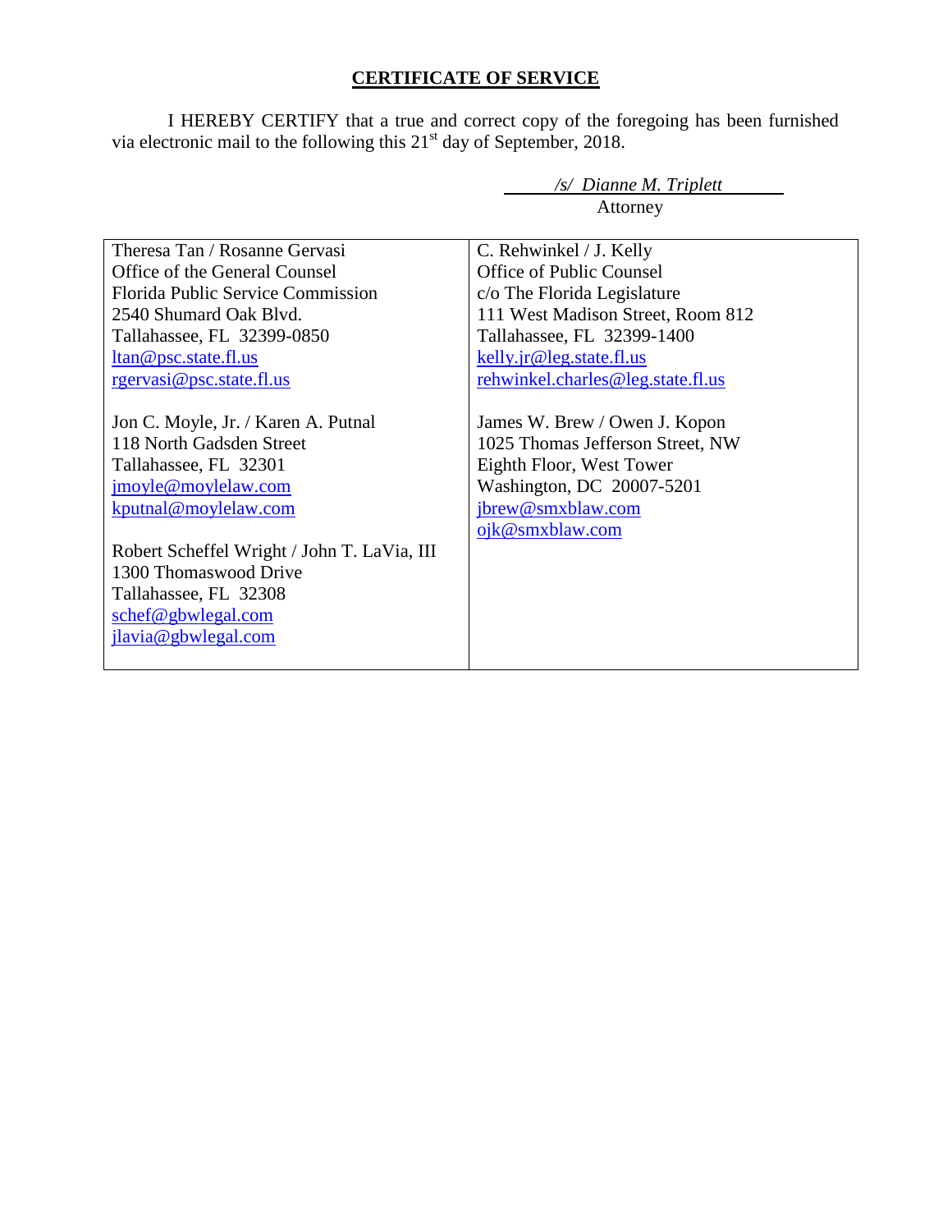## CERTIFICATE OF SERVICE

I HEREBY CERTIFY that a true and correct copy of the foregoing has been furnished via electronic mail to the following this 21st day of September, 2018.

*/s/ Dianne M. Triplett*
Attorney

| | |
|---|---|
| Theresa Tan / Rosanne Gervasi<br>Office of the General Counsel<br>Florida Public Service Commission<br>2540 Shumard Oak Blvd.<br>Tallahassee, FL 32399-0850<br>ltan@psc.state.fl.us<br>rgervasi@psc.state.fl.us | C. Rehwinkel / J. Kelly<br>Office of Public Counsel<br>c/o The Florida Legislature<br>111 West Madison Street, Room 812<br>Tallahassee, FL 32399-1400<br>kelly.jr@leg.state.fl.us<br>rehwinkel.charles@leg.state.fl.us |
| Jon C. Moyle, Jr. / Karen A. Putnal<br>118 North Gadsden Street<br>Tallahassee, FL 32301<br>jmoyle@moylelaw.com<br>kputnal@moylelaw.com | James W. Brew / Owen J. Kopon<br>1025 Thomas Jefferson Street, NW<br>Eighth Floor, West Tower<br>Washington, DC 20007-5201<br>jbrew@smxblaw.com<br>ojk@smxblaw.com |
| Robert Scheffel Wright / John T. LaVia, III<br>1300 Thomaswood Drive<br>Tallahassee, FL 32308<br>schef@gbwlegal.com<br>jlavia@gbwlegal.com | |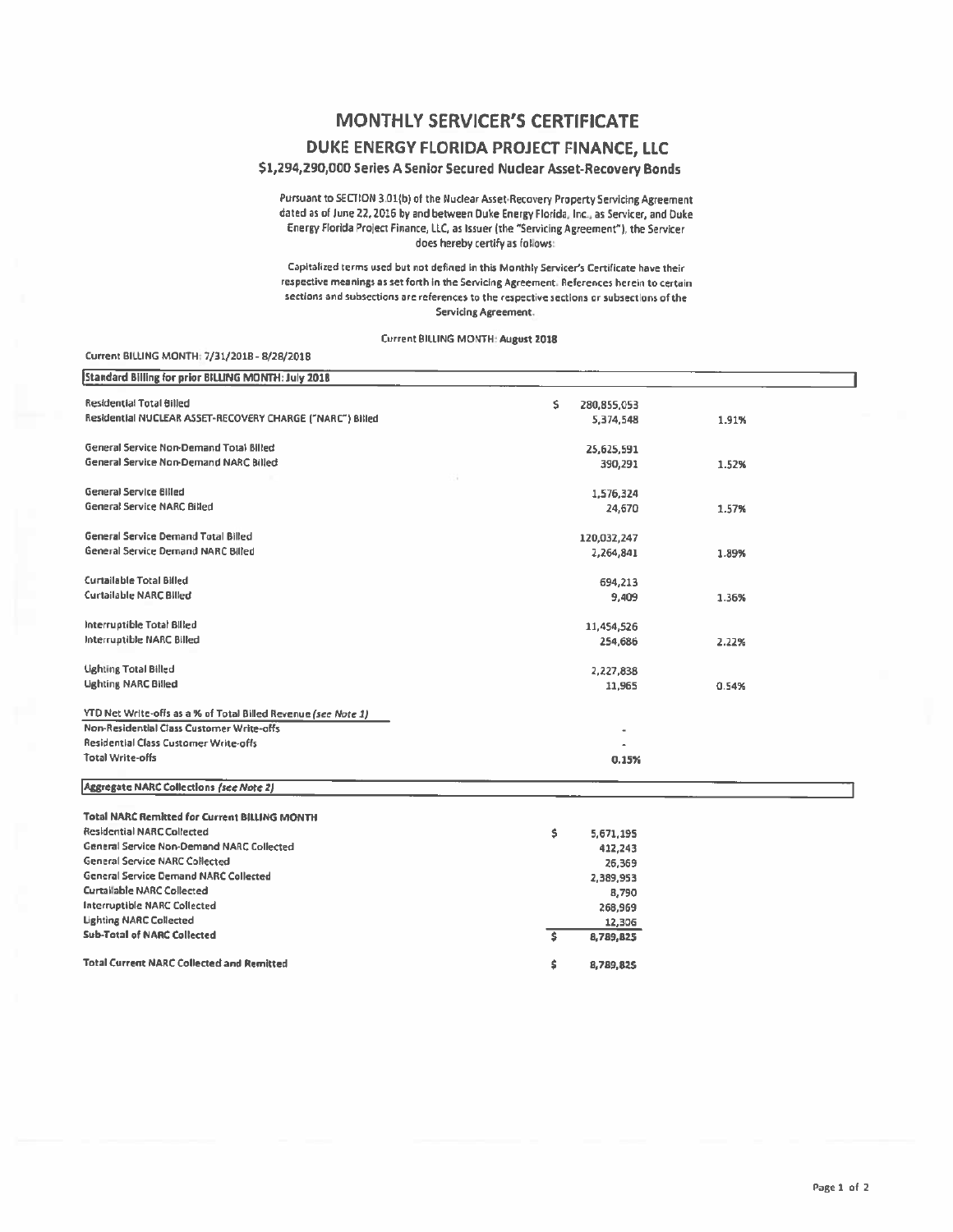# MONTHLY SERVICER'S CERTIFICATE

## DUKE ENERGY FLORIDA PROJECT FINANCE, LLC

### $1,294,290,000 Series A Senior Secured Nuclear Asset-Recovery Bonds

Pursuant to SECTION 3.01(b) of the Nuclear Asset-Recovery Property Servicing Agreement dated as of June 22, 2016 by and between Duke Energy Florida, Inc., as Servicer, and Duke Energy Florida Project Finance, LLC, as Issuer (the "Servicing Agreement"), the Servicer does hereby certify as follows:

Capitalized terms used but not defined in this Monthly Servicer's Certificate have their respective meanings as set forth in the Servicing Agreement. References herein to certain sections and subsections are references to the respective sections or subsections of the Servicing Agreement.

Current BILLING MONTH: **August 2018**

Current BILLING MONTH: 7/31/2018 - 8/28/2018

| Standard Billing for prior BILLING MONTH: July 2018 | | |
|---|---|---|
| Residential Total Billed | $ 280,855,053 | |
| Residential NUCLEAR ASSET-RECOVERY CHARGE ("NARC") Billed | 5,374,548 | 1.91% |
| | | |
| General Service Non-Demand Total Billed | 25,625,591 | |
| General Service Non-Demand NARC Billed | 390,291 | 1.52% |
| | | |
| General Service Billed | 1,576,324 | |
| General Service NARC Billed | 24,670 | 1.57% |
| | | |
| General Service Demand Total Billed | 120,032,247 | |
| General Service Demand NARC Billed | 2,264,841 | 1.89% |
| | | |
| Curtailable Total Billed | 694,213 | |
| Curtailable NARC Billed | 9,409 | 1.36% |
| | | |
| Interruptible Total Billed | 11,454,526 | |
| Interruptible NARC Billed | 254,686 | 2.22% |
| | | |
| Lighting Total Billed | 2,227,838 | |
| Lighting NARC Billed | 11,965 | 0.54% |
| | | |
| YTD Net Write-offs as a % of Total Billed Revenue *(see Note 1)* | | |
| Non-Residential Class Customer Write-offs | - | |
| Residential Class Customer Write-offs | - | |
| Total Write-offs | 0.15% | |

| Aggregate NARC Collections *(see Note 2)* | |
|---|---|
| **Total NARC Remitted for Current BILLING MONTH** | |
| Residential NARC Collected | $ 5,671,195 |
| General Service Non-Demand NARC Collected | 412,243 |
| General Service NARC Collected | 26,369 |
| General Service Demand NARC Collected | 2,389,953 |
| Curtailable NARC Collected | 8,790 |
| Interruptible NARC Collected | 268,969 |
| Lighting NARC Collected | 12,306 |
| **Sub-Total of NARC Collected** | $ 8,789,825 |
| | |
| **Total Current NARC Collected and Remitted** | $ 8,789,825 |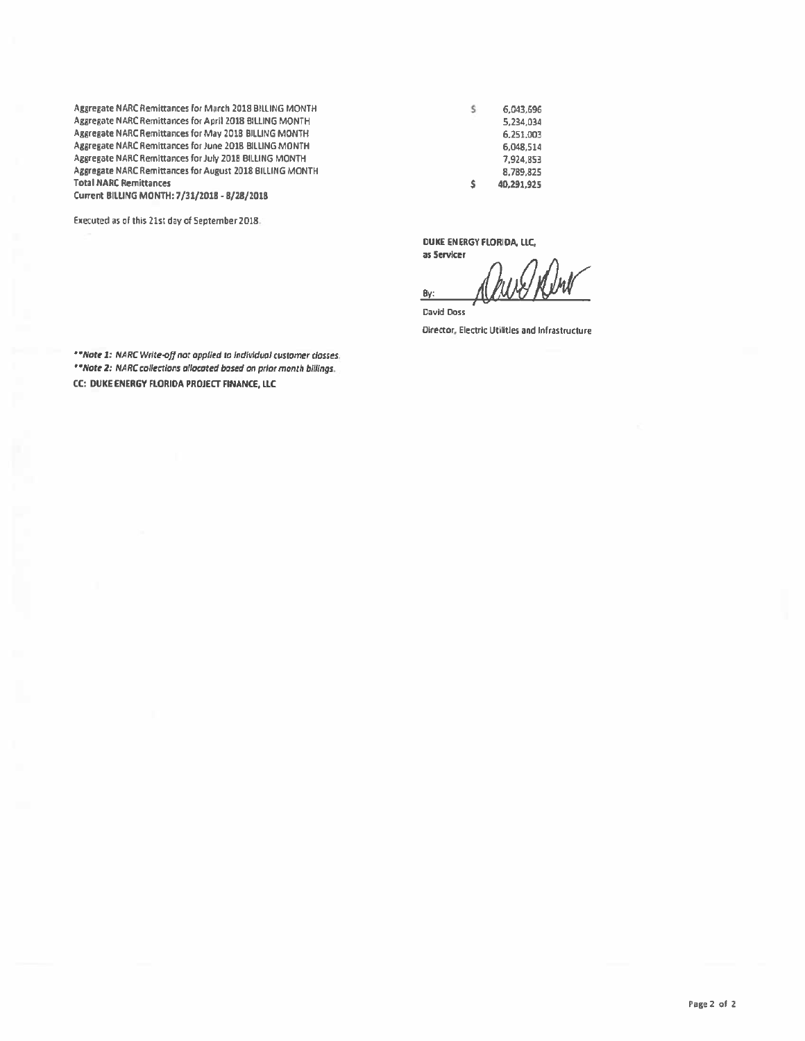| | | |
|---|---|---|
| Aggregate NARC Remittances for March 2018 BILLING MONTH | $ | 6,043,696 |
| Aggregate NARC Remittances for April 2018 BILLING MONTH | | 5,234,034 |
| Aggregate NARC Remittances for May 2018 BILLING MONTH | | 6,251,003 |
| Aggregate NARC Remittances for June 2018 BILLING MONTH | | 6,048,514 |
| Aggregate NARC Remittances for July 2018 BILLING MONTH | | 7,924,853 |
| Aggregate NARC Remittances for August 2018 BILLING MONTH | | 8,789,825 |
| **Total NARC Remittances** | **$** | **40,291,925** |

**Current BILLING MONTH: 7/31/2018 - 8/28/2018**

Executed as of this 21st day of September 2018.

**DUKE ENERGY FLORIDA, LLC,**
**as Servicer**

By: ____________________

David Doss

Director, Electric Utilities and Infrastructure

***Note 1: NARC Write-off not applied to individual customer classes.*

***Note 2: NARC collections allocated based on prior month billings.*

**CC: DUKE ENERGY FLORIDA PROJECT FINANCE, LLC**